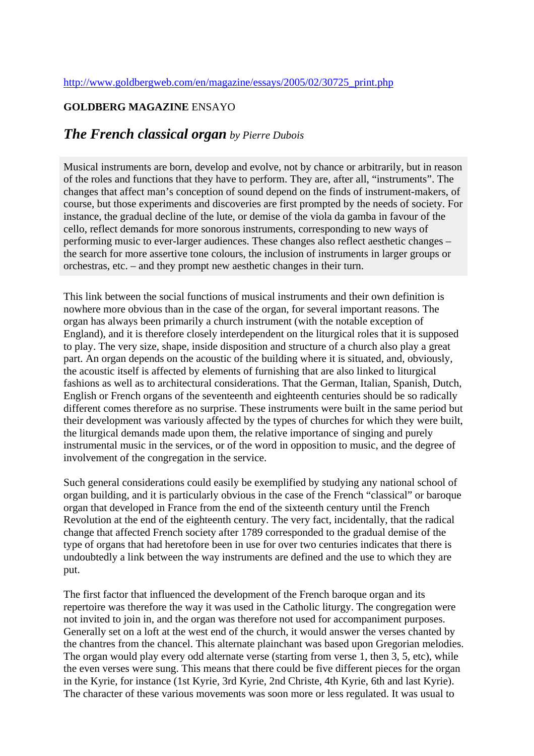http://www.goldbergweb.com/en/magazine/essays/2005/02/30725_print.php

**GOLDBERG MAGAZINE** ENSAYO

# *The French classical organ* *by Pierre Dubois*

Musical instruments are born, develop and evolve, not by chance or arbitrarily, but in reason of the roles and functions that they have to perform. They are, after all, "instruments". The changes that affect man's conception of sound depend on the finds of instrument-makers, of course, but those experiments and discoveries are first prompted by the needs of society. For instance, the gradual decline of the lute, or demise of the viola da gamba in favour of the cello, reflect demands for more sonorous instruments, corresponding to new ways of performing music to ever-larger audiences. These changes also reflect aesthetic changes – the search for more assertive tone colours, the inclusion of instruments in larger groups or orchestras, etc. – and they prompt new aesthetic changes in their turn.

This link between the social functions of musical instruments and their own definition is nowhere more obvious than in the case of the organ, for several important reasons. The organ has always been primarily a church instrument (with the notable exception of England), and it is therefore closely interdependent on the liturgical roles that it is supposed to play. The very size, shape, inside disposition and structure of a church also play a great part. An organ depends on the acoustic of the building where it is situated, and, obviously, the acoustic itself is affected by elements of furnishing that are also linked to liturgical fashions as well as to architectural considerations. That the German, Italian, Spanish, Dutch, English or French organs of the seventeenth and eighteenth centuries should be so radically different comes therefore as no surprise. These instruments were built in the same period but their development was variously affected by the types of churches for which they were built, the liturgical demands made upon them, the relative importance of singing and purely instrumental music in the services, or of the word in opposition to music, and the degree of involvement of the congregation in the service.

Such general considerations could easily be exemplified by studying any national school of organ building, and it is particularly obvious in the case of the French "classical" or baroque organ that developed in France from the end of the sixteenth century until the French Revolution at the end of the eighteenth century. The very fact, incidentally, that the radical change that affected French society after 1789 corresponded to the gradual demise of the type of organs that had heretofore been in use for over two centuries indicates that there is undoubtedly a link between the way instruments are defined and the use to which they are put.

The first factor that influenced the development of the French baroque organ and its repertoire was therefore the way it was used in the Catholic liturgy. The congregation were not invited to join in, and the organ was therefore not used for accompaniment purposes. Generally set on a loft at the west end of the church, it would answer the verses chanted by the chantres from the chancel. This alternate plainchant was based upon Gregorian melodies. The organ would play every odd alternate verse (starting from verse 1, then 3, 5, etc), while the even verses were sung. This means that there could be five different pieces for the organ in the Kyrie, for instance (1st Kyrie, 3rd Kyrie, 2nd Christe, 4th Kyrie, 6th and last Kyrie). The character of these various movements was soon more or less regulated. It was usual to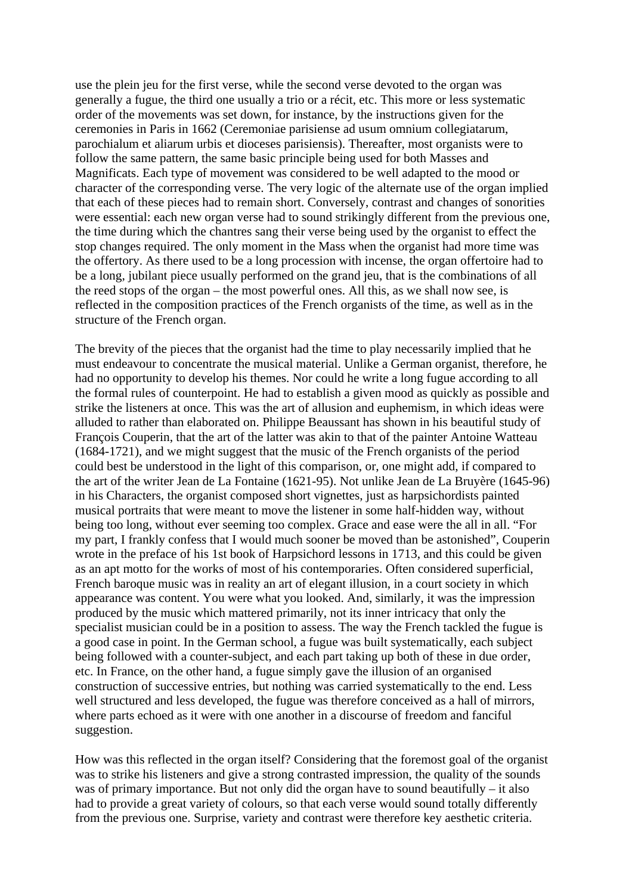use the plein jeu for the first verse, while the second verse devoted to the organ was generally a fugue, the third one usually a trio or a récit, etc. This more or less systematic order of the movements was set down, for instance, by the instructions given for the ceremonies in Paris in 1662 (Ceremoniae parisiense ad usum omnium collegiatarum, parochialum et aliarum urbis et dioceses parisiensis). Thereafter, most organists were to follow the same pattern, the same basic principle being used for both Masses and Magnificats. Each type of movement was considered to be well adapted to the mood or character of the corresponding verse. The very logic of the alternate use of the organ implied that each of these pieces had to remain short. Conversely, contrast and changes of sonorities were essential: each new organ verse had to sound strikingly different from the previous one, the time during which the chantres sang their verse being used by the organist to effect the stop changes required. The only moment in the Mass when the organist had more time was the offertory. As there used to be a long procession with incense, the organ offertoire had to be a long, jubilant piece usually performed on the grand jeu, that is the combinations of all the reed stops of the organ – the most powerful ones. All this, as we shall now see, is reflected in the composition practices of the French organists of the time, as well as in the structure of the French organ.

The brevity of the pieces that the organist had the time to play necessarily implied that he must endeavour to concentrate the musical material. Unlike a German organist, therefore, he had no opportunity to develop his themes. Nor could he write a long fugue according to all the formal rules of counterpoint. He had to establish a given mood as quickly as possible and strike the listeners at once. This was the art of allusion and euphemism, in which ideas were alluded to rather than elaborated on. Philippe Beaussant has shown in his beautiful study of François Couperin, that the art of the latter was akin to that of the painter Antoine Watteau (1684-1721), and we might suggest that the music of the French organists of the period could best be understood in the light of this comparison, or, one might add, if compared to the art of the writer Jean de La Fontaine (1621-95). Not unlike Jean de La Bruyère (1645-96) in his Characters, the organist composed short vignettes, just as harpsichordists painted musical portraits that were meant to move the listener in some half-hidden way, without being too long, without ever seeming too complex. Grace and ease were the all in all. "For my part, I frankly confess that I would much sooner be moved than be astonished", Couperin wrote in the preface of his 1st book of Harpsichord lessons in 1713, and this could be given as an apt motto for the works of most of his contemporaries. Often considered superficial, French baroque music was in reality an art of elegant illusion, in a court society in which appearance was content. You were what you looked. And, similarly, it was the impression produced by the music which mattered primarily, not its inner intricacy that only the specialist musician could be in a position to assess. The way the French tackled the fugue is a good case in point. In the German school, a fugue was built systematically, each subject being followed with a counter-subject, and each part taking up both of these in due order, etc. In France, on the other hand, a fugue simply gave the illusion of an organised construction of successive entries, but nothing was carried systematically to the end. Less well structured and less developed, the fugue was therefore conceived as a hall of mirrors, where parts echoed as it were with one another in a discourse of freedom and fanciful suggestion.

How was this reflected in the organ itself? Considering that the foremost goal of the organist was to strike his listeners and give a strong contrasted impression, the quality of the sounds was of primary importance. But not only did the organ have to sound beautifully – it also had to provide a great variety of colours, so that each verse would sound totally differently from the previous one. Surprise, variety and contrast were therefore key aesthetic criteria.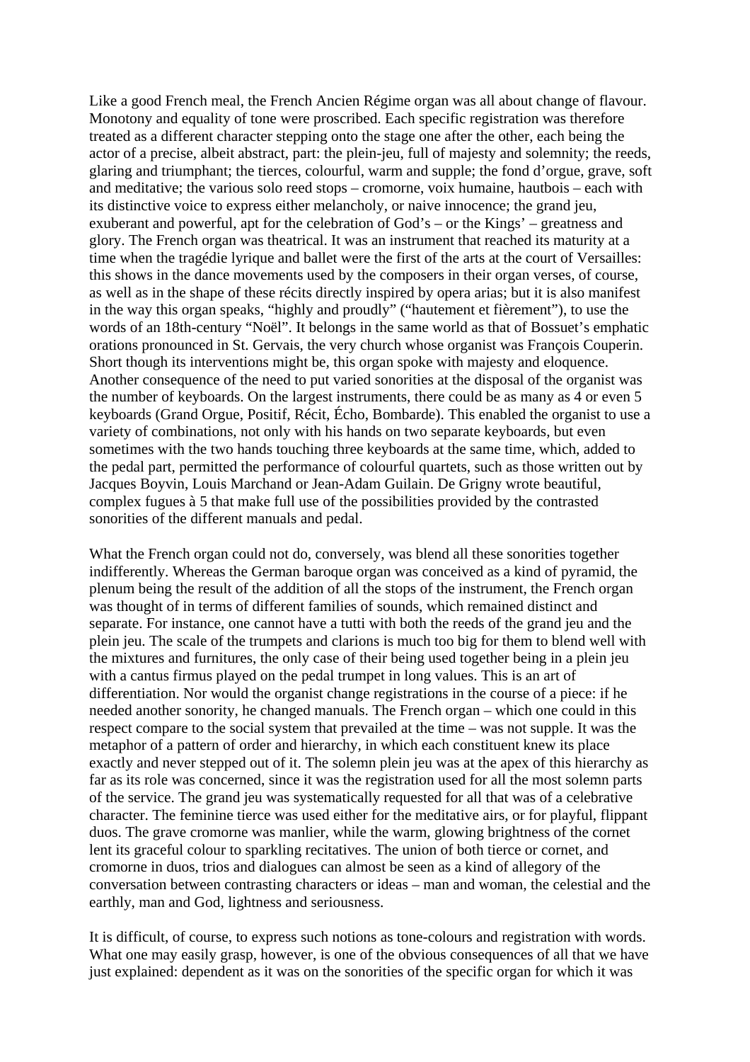Like a good French meal, the French Ancien Régime organ was all about change of flavour. Monotony and equality of tone were proscribed. Each specific registration was therefore treated as a different character stepping onto the stage one after the other, each being the actor of a precise, albeit abstract, part: the plein-jeu, full of majesty and solemnity; the reeds, glaring and triumphant; the tierces, colourful, warm and supple; the fond d'orgue, grave, soft and meditative; the various solo reed stops – cromorne, voix humaine, hautbois – each with its distinctive voice to express either melancholy, or naive innocence; the grand jeu, exuberant and powerful, apt for the celebration of God's – or the Kings' – greatness and glory. The French organ was theatrical. It was an instrument that reached its maturity at a time when the tragédie lyrique and ballet were the first of the arts at the court of Versailles: this shows in the dance movements used by the composers in their organ verses, of course, as well as in the shape of these récits directly inspired by opera arias; but it is also manifest in the way this organ speaks, "highly and proudly" ("hautement et fièrement"), to use the words of an 18th-century "Noël". It belongs in the same world as that of Bossuet's emphatic orations pronounced in St. Gervais, the very church whose organist was François Couperin. Short though its interventions might be, this organ spoke with majesty and eloquence. Another consequence of the need to put varied sonorities at the disposal of the organist was the number of keyboards. On the largest instruments, there could be as many as 4 or even 5 keyboards (Grand Orgue, Positif, Récit, Écho, Bombarde). This enabled the organist to use a variety of combinations, not only with his hands on two separate keyboards, but even sometimes with the two hands touching three keyboards at the same time, which, added to the pedal part, permitted the performance of colourful quartets, such as those written out by Jacques Boyvin, Louis Marchand or Jean-Adam Guilain. De Grigny wrote beautiful, complex fugues à 5 that make full use of the possibilities provided by the contrasted sonorities of the different manuals and pedal.

What the French organ could not do, conversely, was blend all these sonorities together indifferently. Whereas the German baroque organ was conceived as a kind of pyramid, the plenum being the result of the addition of all the stops of the instrument, the French organ was thought of in terms of different families of sounds, which remained distinct and separate. For instance, one cannot have a tutti with both the reeds of the grand jeu and the plein jeu. The scale of the trumpets and clarions is much too big for them to blend well with the mixtures and furnitures, the only case of their being used together being in a plein jeu with a cantus firmus played on the pedal trumpet in long values. This is an art of differentiation. Nor would the organist change registrations in the course of a piece: if he needed another sonority, he changed manuals. The French organ – which one could in this respect compare to the social system that prevailed at the time – was not supple. It was the metaphor of a pattern of order and hierarchy, in which each constituent knew its place exactly and never stepped out of it. The solemn plein jeu was at the apex of this hierarchy as far as its role was concerned, since it was the registration used for all the most solemn parts of the service. The grand jeu was systematically requested for all that was of a celebrative character. The feminine tierce was used either for the meditative airs, or for playful, flippant duos. The grave cromorne was manlier, while the warm, glowing brightness of the cornet lent its graceful colour to sparkling recitatives. The union of both tierce or cornet, and cromorne in duos, trios and dialogues can almost be seen as a kind of allegory of the conversation between contrasting characters or ideas – man and woman, the celestial and the earthly, man and God, lightness and seriousness.

It is difficult, of course, to express such notions as tone-colours and registration with words. What one may easily grasp, however, is one of the obvious consequences of all that we have just explained: dependent as it was on the sonorities of the specific organ for which it was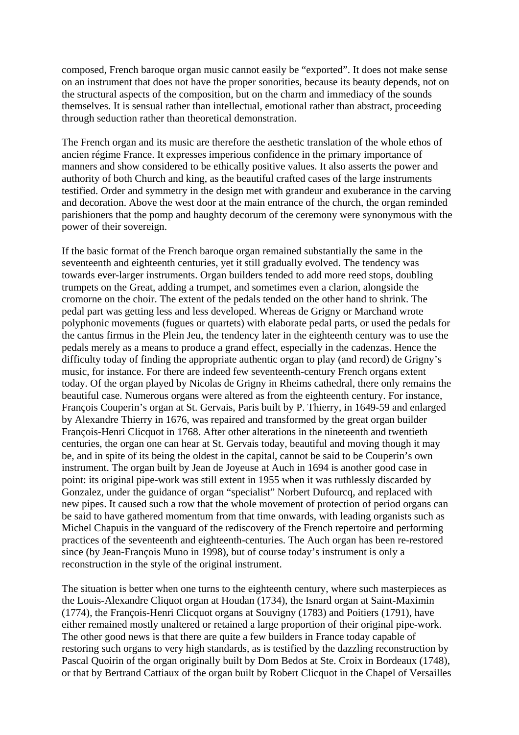composed, French baroque organ music cannot easily be "exported". It does not make sense on an instrument that does not have the proper sonorities, because its beauty depends, not on the structural aspects of the composition, but on the charm and immediacy of the sounds themselves. It is sensual rather than intellectual, emotional rather than abstract, proceeding through seduction rather than theoretical demonstration.

The French organ and its music are therefore the aesthetic translation of the whole ethos of ancien régime France. It expresses imperious confidence in the primary importance of manners and show considered to be ethically positive values. It also asserts the power and authority of both Church and king, as the beautiful crafted cases of the large instruments testified. Order and symmetry in the design met with grandeur and exuberance in the carving and decoration. Above the west door at the main entrance of the church, the organ reminded parishioners that the pomp and haughty decorum of the ceremony were synonymous with the power of their sovereign.

If the basic format of the French baroque organ remained substantially the same in the seventeenth and eighteenth centuries, yet it still gradually evolved. The tendency was towards ever-larger instruments. Organ builders tended to add more reed stops, doubling trumpets on the Great, adding a trumpet, and sometimes even a clarion, alongside the cromorne on the choir. The extent of the pedals tended on the other hand to shrink. The pedal part was getting less and less developed. Whereas de Grigny or Marchand wrote polyphonic movements (fugues or quartets) with elaborate pedal parts, or used the pedals for the cantus firmus in the Plein Jeu, the tendency later in the eighteenth century was to use the pedals merely as a means to produce a grand effect, especially in the cadenzas. Hence the difficulty today of finding the appropriate authentic organ to play (and record) de Grigny's music, for instance. For there are indeed few seventeenth-century French organs extent today. Of the organ played by Nicolas de Grigny in Rheims cathedral, there only remains the beautiful case. Numerous organs were altered as from the eighteenth century. For instance, François Couperin's organ at St. Gervais, Paris built by P. Thierry, in 1649-59 and enlarged by Alexandre Thierry in 1676, was repaired and transformed by the great organ builder François-Henri Clicquot in 1768. After other alterations in the nineteenth and twentieth centuries, the organ one can hear at St. Gervais today, beautiful and moving though it may be, and in spite of its being the oldest in the capital, cannot be said to be Couperin's own instrument. The organ built by Jean de Joyeuse at Auch in 1694 is another good case in point: its original pipe-work was still extent in 1955 when it was ruthlessly discarded by Gonzalez, under the guidance of organ "specialist" Norbert Dufourcq, and replaced with new pipes. It caused such a row that the whole movement of protection of period organs can be said to have gathered momentum from that time onwards, with leading organists such as Michel Chapuis in the vanguard of the rediscovery of the French repertoire and performing practices of the seventeenth and eighteenth-centuries. The Auch organ has been re-restored since (by Jean-François Muno in 1998), but of course today's instrument is only a reconstruction in the style of the original instrument.

The situation is better when one turns to the eighteenth century, where such masterpieces as the Louis-Alexandre Cliquot organ at Houdan (1734), the Isnard organ at Saint-Maximin (1774), the François-Henri Clicquot organs at Souvigny (1783) and Poitiers (1791), have either remained mostly unaltered or retained a large proportion of their original pipe-work. The other good news is that there are quite a few builders in France today capable of restoring such organs to very high standards, as is testified by the dazzling reconstruction by Pascal Quoirin of the organ originally built by Dom Bedos at Ste. Croix in Bordeaux (1748), or that by Bertrand Cattiaux of the organ built by Robert Clicquot in the Chapel of Versailles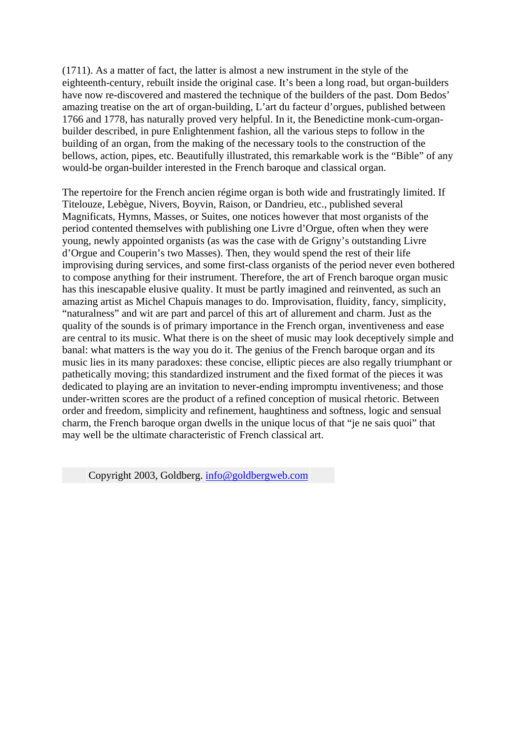(1711). As a matter of fact, the latter is almost a new instrument in the style of the eighteenth-century, rebuilt inside the original case. It's been a long road, but organ-builders have now re-discovered and mastered the technique of the builders of the past. Dom Bedos' amazing treatise on the art of organ-building, L'art du facteur d'orgues, published between 1766 and 1778, has naturally proved very helpful. In it, the Benedictine monk-cum-organ-builder described, in pure Enlightenment fashion, all the various steps to follow in the building of an organ, from the making of the necessary tools to the construction of the bellows, action, pipes, etc. Beautifully illustrated, this remarkable work is the "Bible" of any would-be organ-builder interested in the French baroque and classical organ.

The repertoire for the French ancien régime organ is both wide and frustratingly limited. If Titelouze, Lebègue, Nivers, Boyvin, Raison, or Dandrieu, etc., published several Magnificats, Hymns, Masses, or Suites, one notices however that most organists of the period contented themselves with publishing one Livre d'Orgue, often when they were young, newly appointed organists (as was the case with de Grigny's outstanding Livre d'Orgue and Couperin's two Masses). Then, they would spend the rest of their life improvising during services, and some first-class organists of the period never even bothered to compose anything for their instrument. Therefore, the art of French baroque organ music has this inescapable elusive quality. It must be partly imagined and reinvented, as such an amazing artist as Michel Chapuis manages to do. Improvisation, fluidity, fancy, simplicity, "naturalness" and wit are part and parcel of this art of allurement and charm. Just as the quality of the sounds is of primary importance in the French organ, inventiveness and ease are central to its music. What there is on the sheet of music may look deceptively simple and banal: what matters is the way you do it. The genius of the French baroque organ and its music lies in its many paradoxes: these concise, elliptic pieces are also regally triumphant or pathetically moving; this standardized instrument and the fixed format of the pieces it was dedicated to playing are an invitation to never-ending impromptu inventiveness; and those under-written scores are the product of a refined conception of musical rhetoric. Between order and freedom, simplicity and refinement, haughtiness and softness, logic and sensual charm, the French baroque organ dwells in the unique locus of that "je ne sais quoi" that may well be the ultimate characteristic of French classical art.

Copyright 2003, Goldberg. info@goldbergweb.com